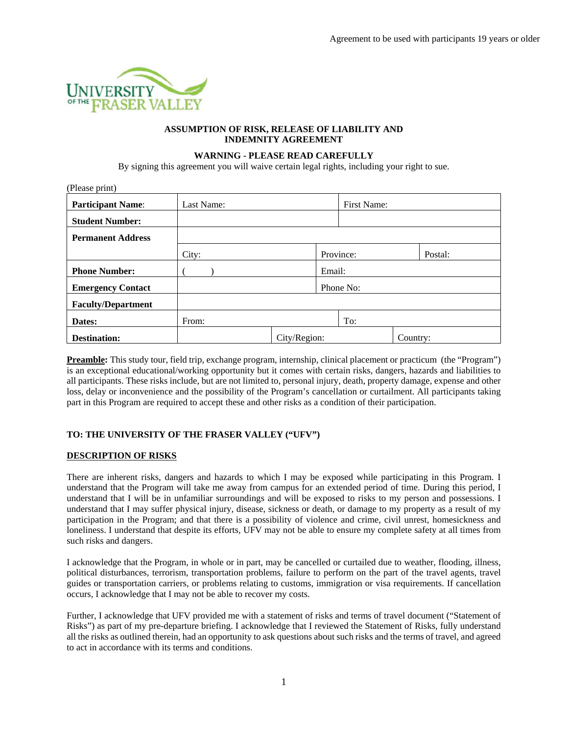Agreement to be used with participants 19 years or older

UNIVERSITY OF THE FRASER VALLEY

**ASSUMPTION OF RISK, RELEASE OF LIABILITY AND INDEMNITY AGREEMENT**

**WARNING - PLEASE READ CAREFULLY**

By signing this agreement you will waive certain legal rights, including your right to sue.

(Please print)

| | | | |
|---|---|---|---|
| **Participant Name**: | Last Name: | First Name: | |
| **Student Number:** | | | |
| **Permanent Address** | | | |
| | City: | Province: | Postal: |
| **Phone Number:** | ( ) | Email: | |
| **Emergency Contact** | | Phone No: | |
| **Faculty/Department** | | | |
| **Dates:** | From: | To: | |
| **Destination:** | | City/Region: | Country: |

**Preamble:** This study tour, field trip, exchange program, internship, clinical placement or practicum (the "Program") is an exceptional educational/working opportunity but it comes with certain risks, dangers, hazards and liabilities to all participants. These risks include, but are not limited to, personal injury, death, property damage, expense and other loss, delay or inconvenience and the possibility of the Program's cancellation or curtailment. All participants taking part in this Program are required to accept these and other risks as a condition of their participation.

**TO: THE UNIVERSITY OF THE FRASER VALLEY ("UFV")**

**DESCRIPTION OF RISKS**

There are inherent risks, dangers and hazards to which I may be exposed while participating in this Program. I understand that the Program will take me away from campus for an extended period of time. During this period, I understand that I will be in unfamiliar surroundings and will be exposed to risks to my person and possessions. I understand that I may suffer physical injury, disease, sickness or death, or damage to my property as a result of my participation in the Program; and that there is a possibility of violence and crime, civil unrest, homesickness and loneliness. I understand that despite its efforts, UFV may not be able to ensure my complete safety at all times from such risks and dangers.

I acknowledge that the Program, in whole or in part, may be cancelled or curtailed due to weather, flooding, illness, political disturbances, terrorism, transportation problems, failure to perform on the part of the travel agents, travel guides or transportation carriers, or problems relating to customs, immigration or visa requirements. If cancellation occurs, I acknowledge that I may not be able to recover my costs.

Further, I acknowledge that UFV provided me with a statement of risks and terms of travel document ("Statement of Risks") as part of my pre-departure briefing. I acknowledge that I reviewed the Statement of Risks, fully understand all the risks as outlined therein, had an opportunity to ask questions about such risks and the terms of travel, and agreed to act in accordance with its terms and conditions.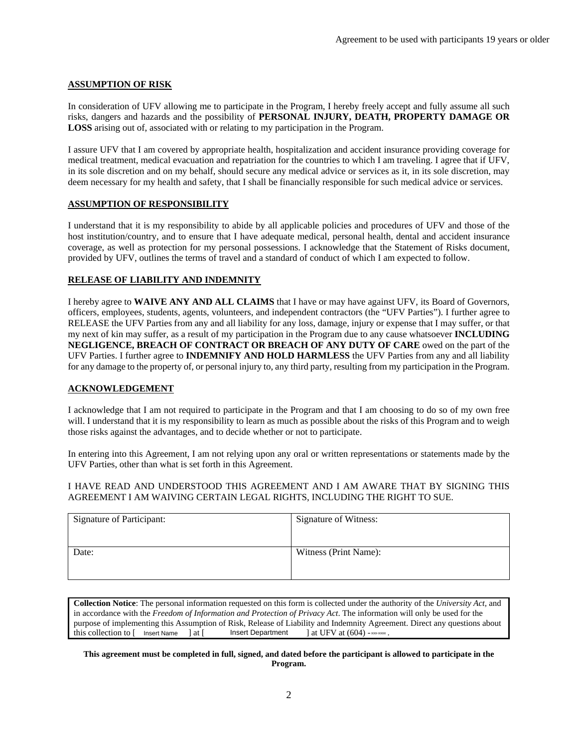Agreement to be used with participants 19 years or older

## ASSUMPTION OF RISK

In consideration of UFV allowing me to participate in the Program, I hereby freely accept and fully assume all such risks, dangers and hazards and the possibility of **PERSONAL INJURY, DEATH, PROPERTY DAMAGE OR LOSS** arising out of, associated with or relating to my participation in the Program.

I assure UFV that I am covered by appropriate health, hospitalization and accident insurance providing coverage for medical treatment, medical evacuation and repatriation for the countries to which I am traveling. I agree that if UFV, in its sole discretion and on my behalf, should secure any medical advice or services as it, in its sole discretion, may deem necessary for my health and safety, that I shall be financially responsible for such medical advice or services.

## ASSUMPTION OF RESPONSIBILITY

I understand that it is my responsibility to abide by all applicable policies and procedures of UFV and those of the host institution/country, and to ensure that I have adequate medical, personal health, dental and accident insurance coverage, as well as protection for my personal possessions. I acknowledge that the Statement of Risks document, provided by UFV, outlines the terms of travel and a standard of conduct of which I am expected to follow.

## RELEASE OF LIABILITY AND INDEMNITY

I hereby agree to **WAIVE ANY AND ALL CLAIMS** that I have or may have against UFV, its Board of Governors, officers, employees, students, agents, volunteers, and independent contractors (the "UFV Parties"). I further agree to RELEASE the UFV Parties from any and all liability for any loss, damage, injury or expense that I may suffer, or that my next of kin may suffer, as a result of my participation in the Program due to any cause whatsoever **INCLUDING NEGLIGENCE, BREACH OF CONTRACT OR BREACH OF ANY DUTY OF CARE** owed on the part of the UFV Parties. I further agree to **INDEMNIFY AND HOLD HARMLESS** the UFV Parties from any and all liability for any damage to the property of, or personal injury to, any third party, resulting from my participation in the Program.

## ACKNOWLEDGEMENT

I acknowledge that I am not required to participate in the Program and that I am choosing to do so of my own free will. I understand that it is my responsibility to learn as much as possible about the risks of this Program and to weigh those risks against the advantages, and to decide whether or not to participate.

In entering into this Agreement, I am not relying upon any oral or written representations or statements made by the UFV Parties, other than what is set forth in this Agreement.

I HAVE READ AND UNDERSTOOD THIS AGREEMENT AND I AM AWARE THAT BY SIGNING THIS AGREEMENT I AM WAIVING CERTAIN LEGAL RIGHTS, INCLUDING THE RIGHT TO SUE.

| | |
|---|---|
| Signature of Participant: | Signature of Witness: |
| Date: | Witness (Print Name): |

**Collection Notice**: The personal information requested on this form is collected under the authority of the *University Act*, and in accordance with the *Freedom of Information and Protection of Privacy Act*. The information will only be used for the purpose of implementing this Assumption of Risk, Release of Liability and Indemnity Agreement. Direct any questions about this collection to [ Insert Name ] at [ Insert Department ] at UFV at (604) - xxx-xxxx .

**This agreement must be completed in full, signed, and dated before the participant is allowed to participate in the Program.**